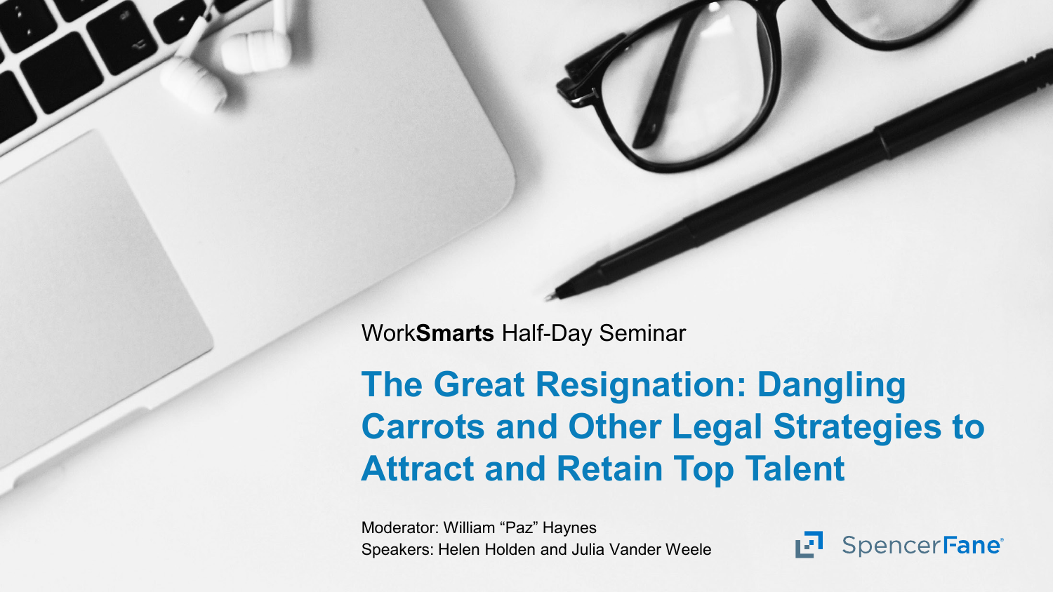WorkSmarts Half-Day Seminar

# The Great Resignation: Dangling Carrots and Other Legal Strategies to Attract and Retain Top Talent

Moderator: William "Paz" Haynes
Speakers: Helen Holden and Julia Vander Weele

SpencerFane®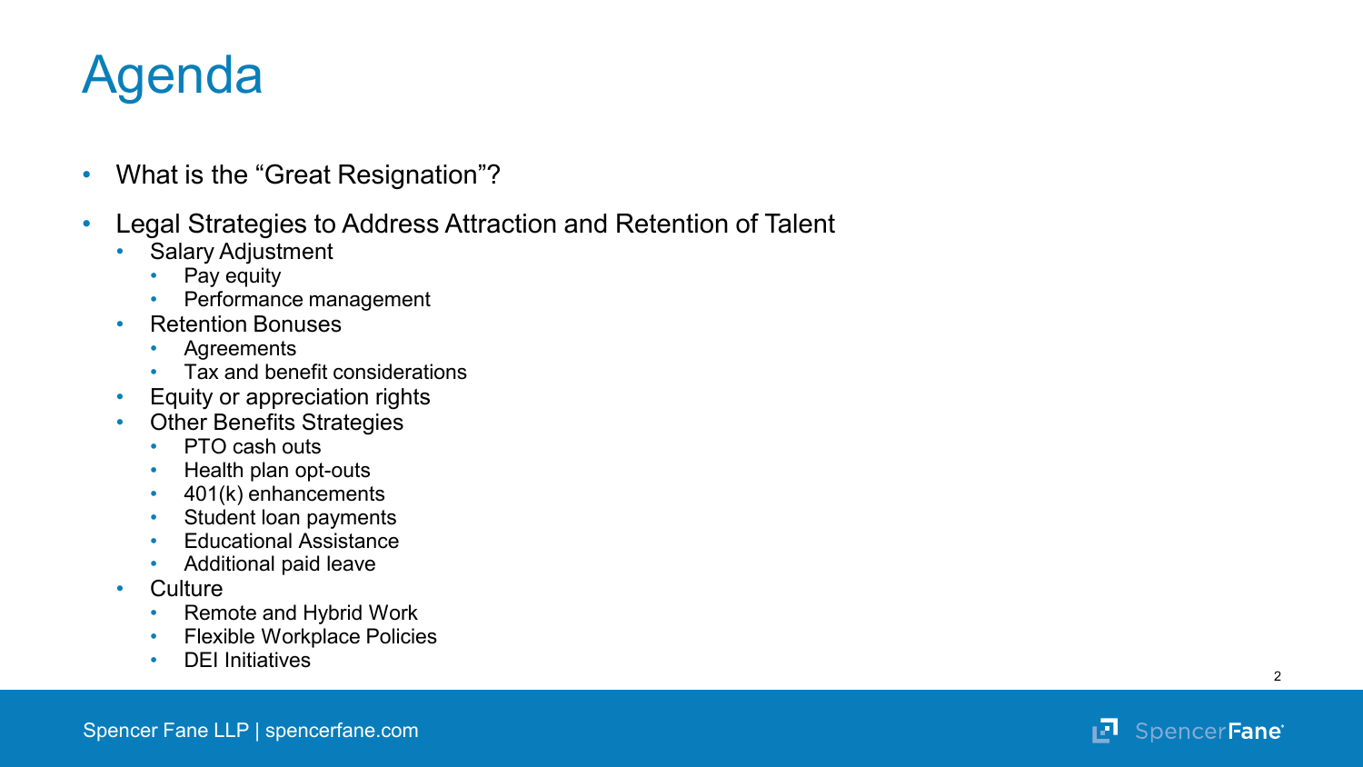# Agenda

- What is the "Great Resignation"?
- Legal Strategies to Address Attraction and Retention of Talent
  - Salary Adjustment
    - Pay equity
    - Performance management
  - Retention Bonuses
    - Agreements
    - Tax and benefit considerations
  - Equity or appreciation rights
  - Other Benefits Strategies
    - PTO cash outs
    - Health plan opt-outs
    - 401(k) enhancements
    - Student loan payments
    - Educational Assistance
    - Additional paid leave
  - Culture
    - Remote and Hybrid Work
    - Flexible Workplace Policies
    - DEI Initiatives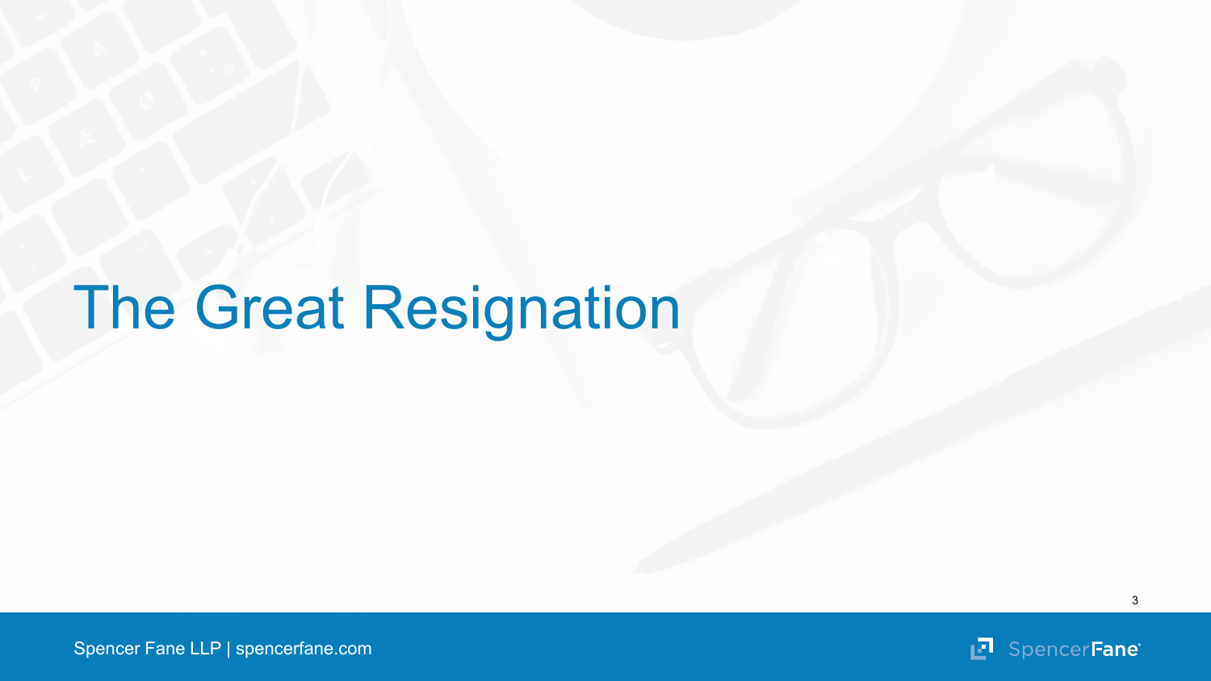# The Great Resignation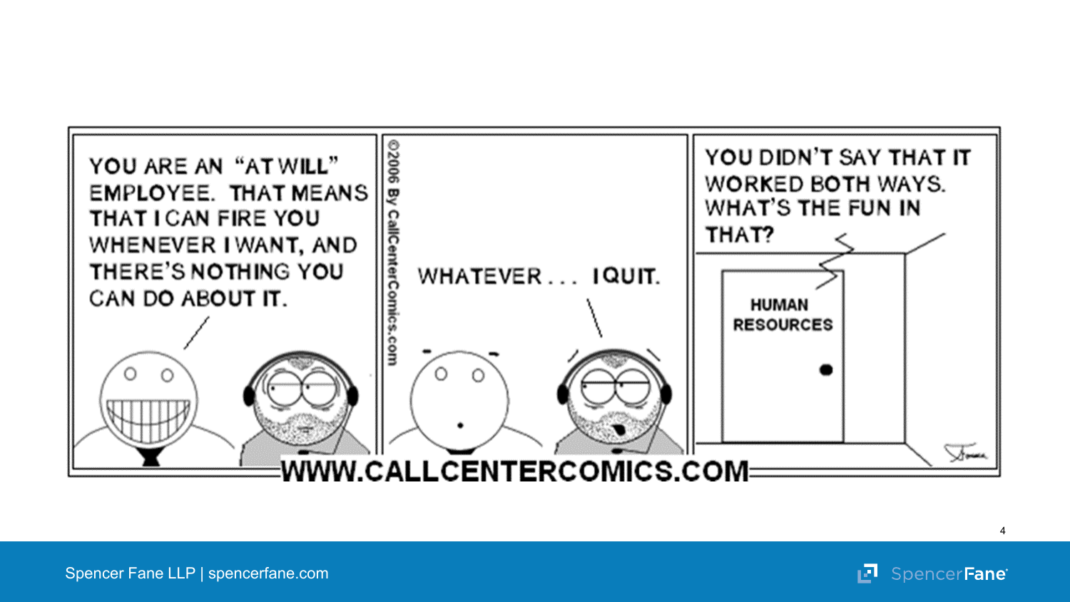YOU ARE AN "AT WILL" EMPLOYEE. THAT MEANS THAT I CAN FIRE YOU WHENEVER I WANT, AND THERE'S NOTHING YOU CAN DO ABOUT IT.

©2006 By CallCenterComics.com

WHATEVER . . . I QUIT.

YOU DIDN'T SAY THAT IT WORKED BOTH WAYS. WHAT'S THE FUN IN THAT?

HUMAN RESOURCES

WWW.CALLCENTERCOMICS.COM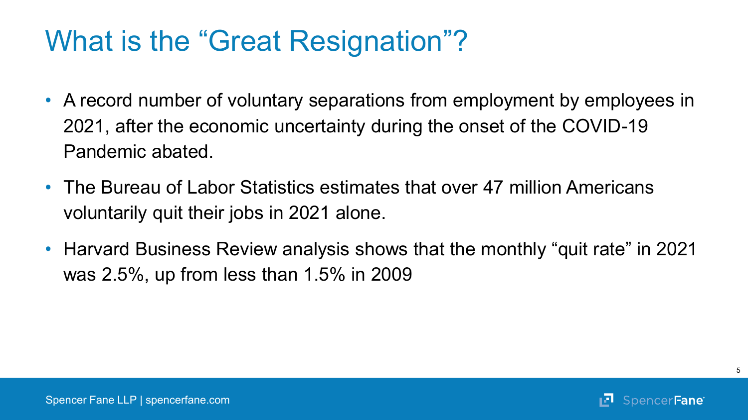# What is the "Great Resignation"?

- A record number of voluntary separations from employment by employees in 2021, after the economic uncertainty during the onset of the COVID-19 Pandemic abated.
- The Bureau of Labor Statistics estimates that over 47 million Americans voluntarily quit their jobs in 2021 alone.
- Harvard Business Review analysis shows that the monthly "quit rate" in 2021 was 2.5%, up from less than 1.5% in 2009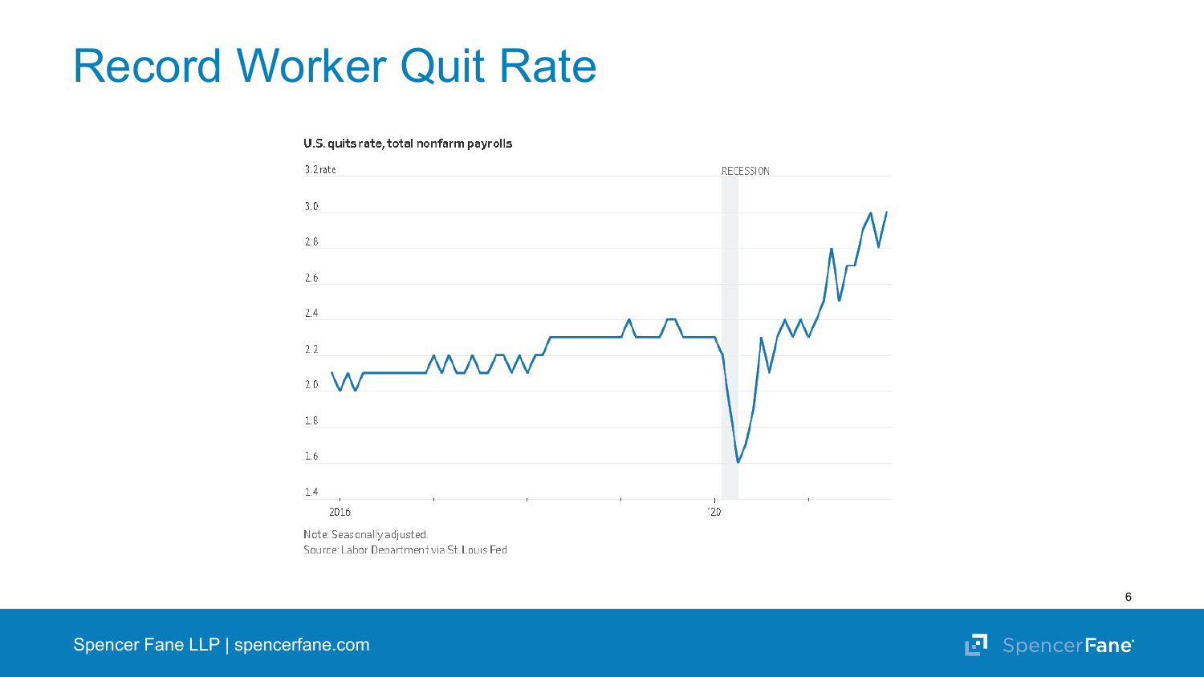# Record Worker Quit Rate

U.S. quits rate, total nonfarm payrolls

Note: Seasonally adjusted.
Source: Labor Department via St. Louis Fed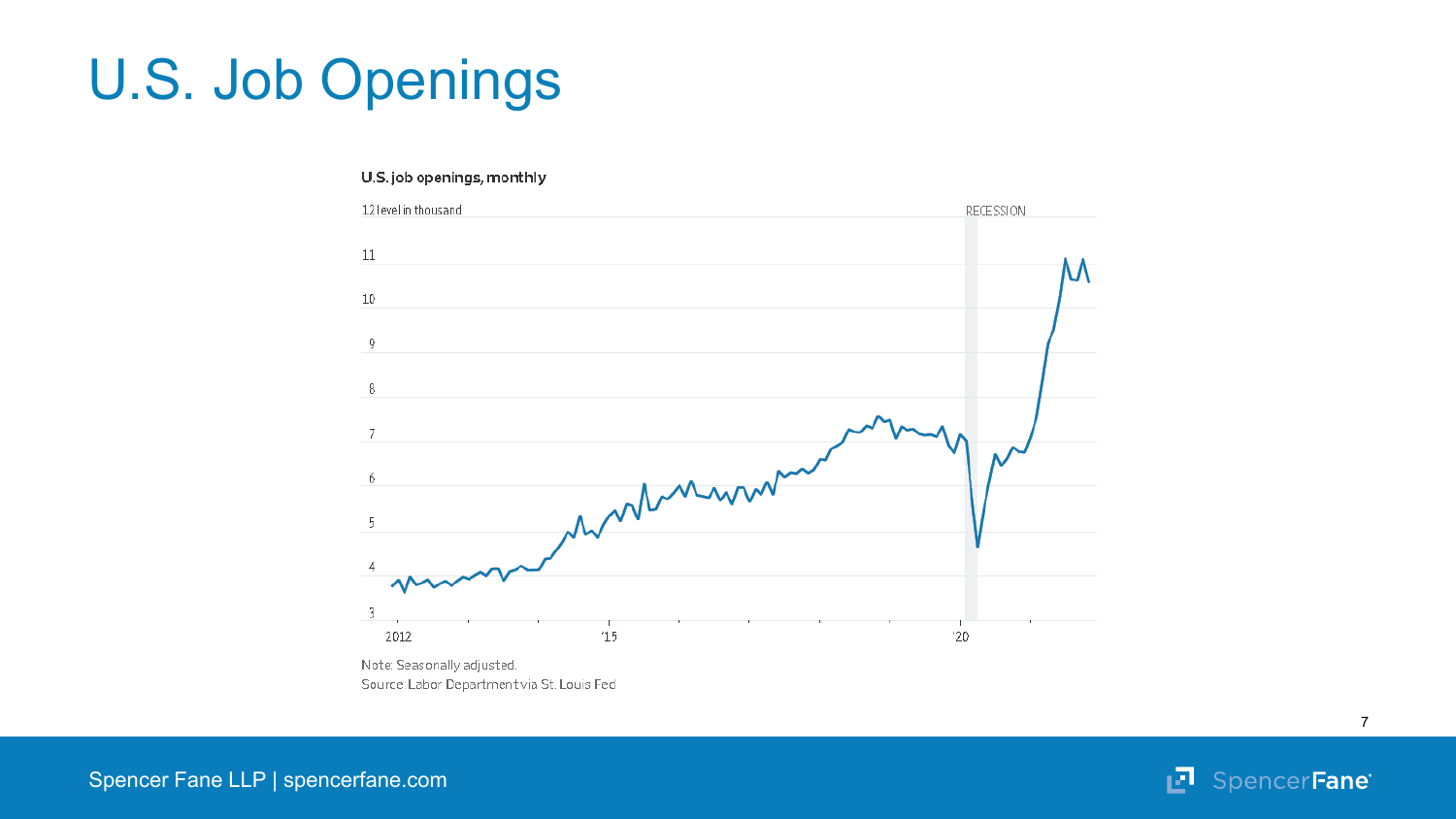# U.S. Job Openings

U.S. job openings, monthly

12 level in thousand

RECESSION

Note: Seasonally adjusted.

Source: Labor Department via St. Louis Fed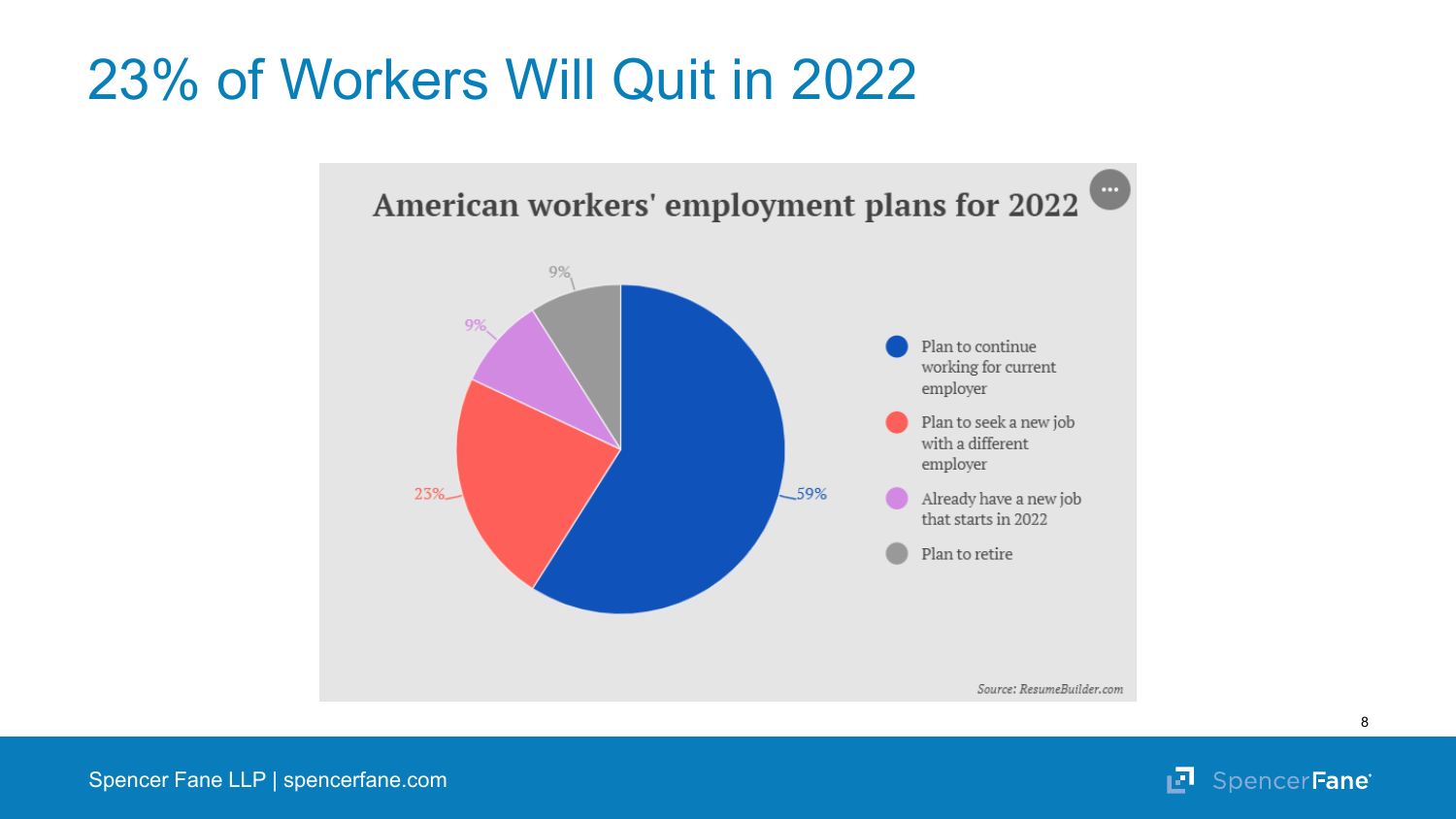# 23% of Workers Will Quit in 2022

## American workers' employment plans for 2022

| Plan | Percentage |
| --- | --- |
| Plan to continue working for current employer | 59% |
| Plan to seek a new job with a different employer | 23% |
| Already have a new job that starts in 2022 | 9% |
| Plan to retire | 9% |

*Source: ResumeBuilder.com*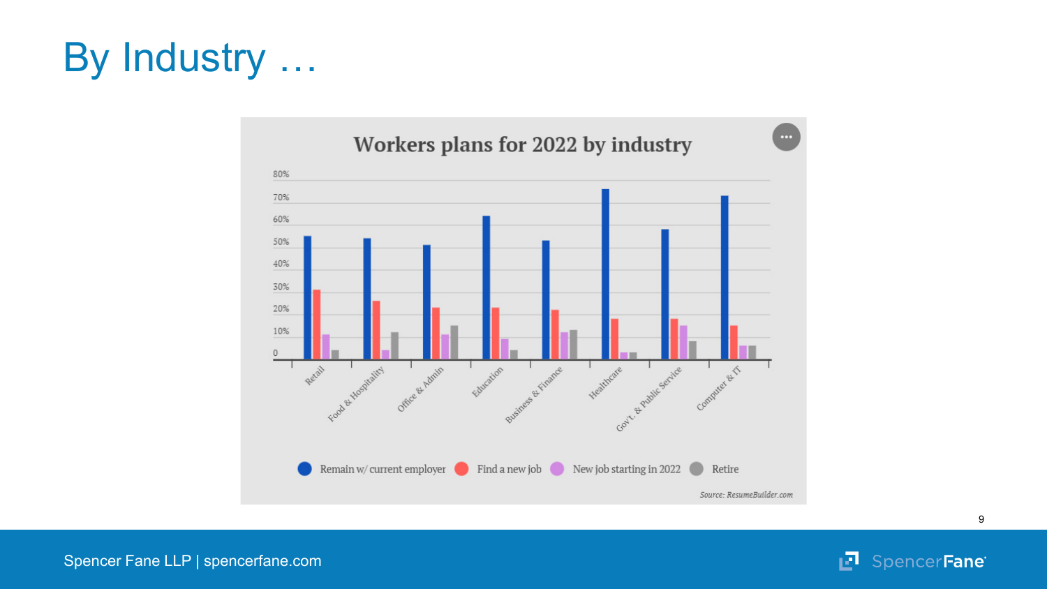# By Industry …

Workers plans for 2022 by industry

| Industry | Remain w/ current employer | Find a new job | New job starting in 2022 | Retire |
|---|---|---|---|---|
| Retail | | | | |
| Food & Hospitality | | | | |
| Office & Admin | | | | |
| Education | | | | |
| Business & Finance | | | | |
| Healthcare | | | | |
| Gov't. & Public Service | | | | |
| Computer & IT | | | | |

Source: ResumeBuilder.com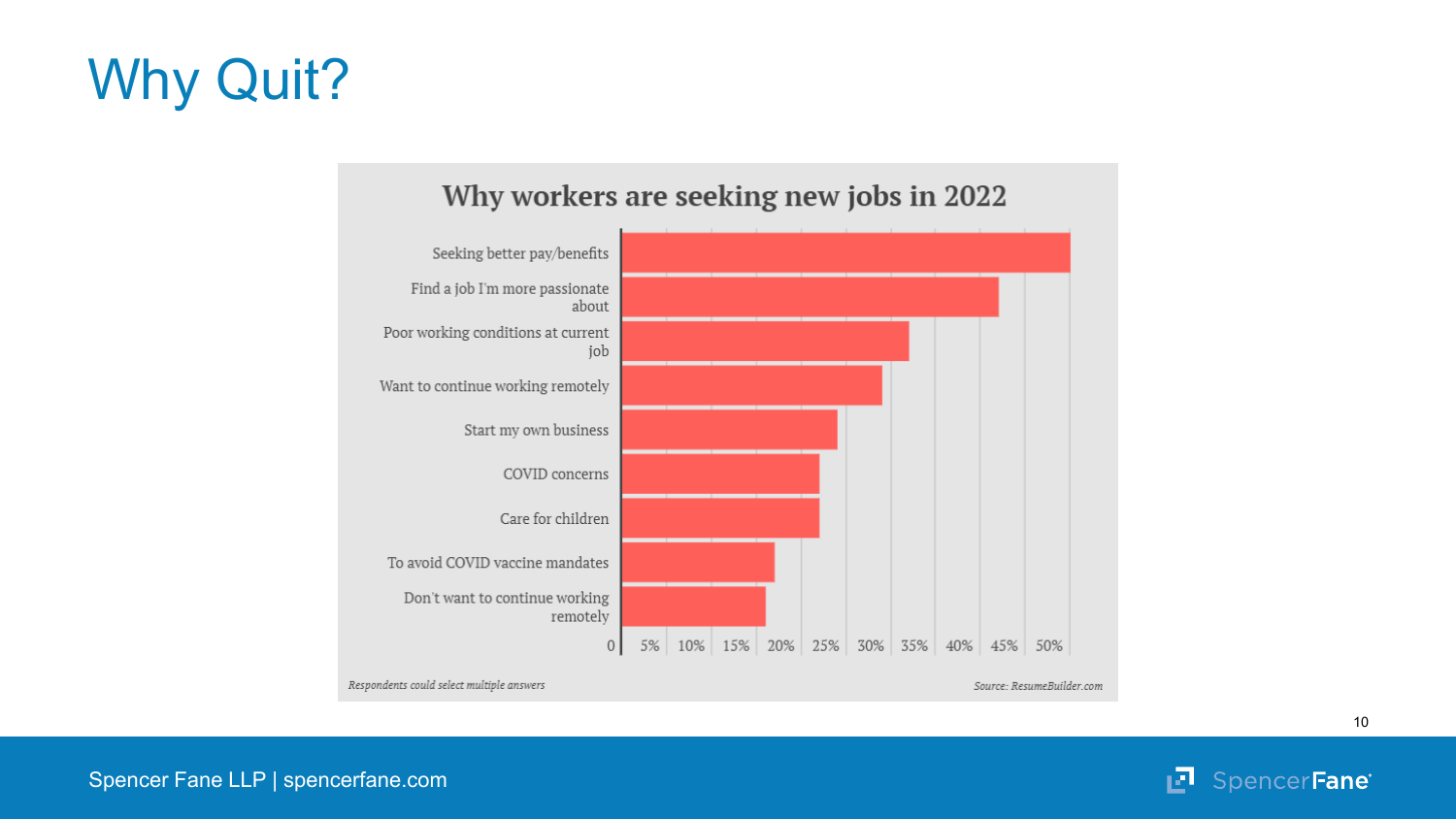# Why Quit?

## Why workers are seeking new jobs in 2022

- Seeking better pay/benefits
- Find a job I'm more passionate about
- Poor working conditions at current job
- Want to continue working remotely
- Start my own business
- COVID concerns
- Care for children
- To avoid COVID vaccine mandates
- Don't want to continue working remotely

0 | 5% | 10% | 15% | 20% | 25% | 30% | 35% | 40% | 45% | 50%

*Respondents could select multiple answers*

*Source: ResumeBuilder.com*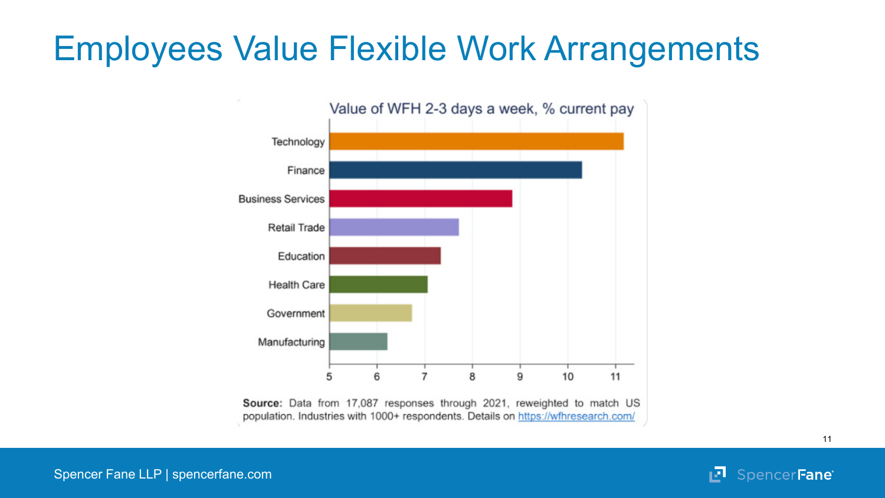# Employees Value Flexible Work Arrangements

Value of WFH 2-3 days a week, % current pay

| Industry | Value (% current pay, approx.) |
| --- | --- |
| Technology | ~11.2 |
| Finance | ~10.3 |
| Business Services | ~8.8 |
| Retail Trade | ~7.7 |
| Education | ~7.3 |
| Health Care | ~7.1 |
| Government | ~6.7 |
| Manufacturing | ~6.2 |

**Source:** Data from 17,087 responses through 2021, reweighted to match US population. Industries with 1000+ respondents. Details on https://wfhresearch.com/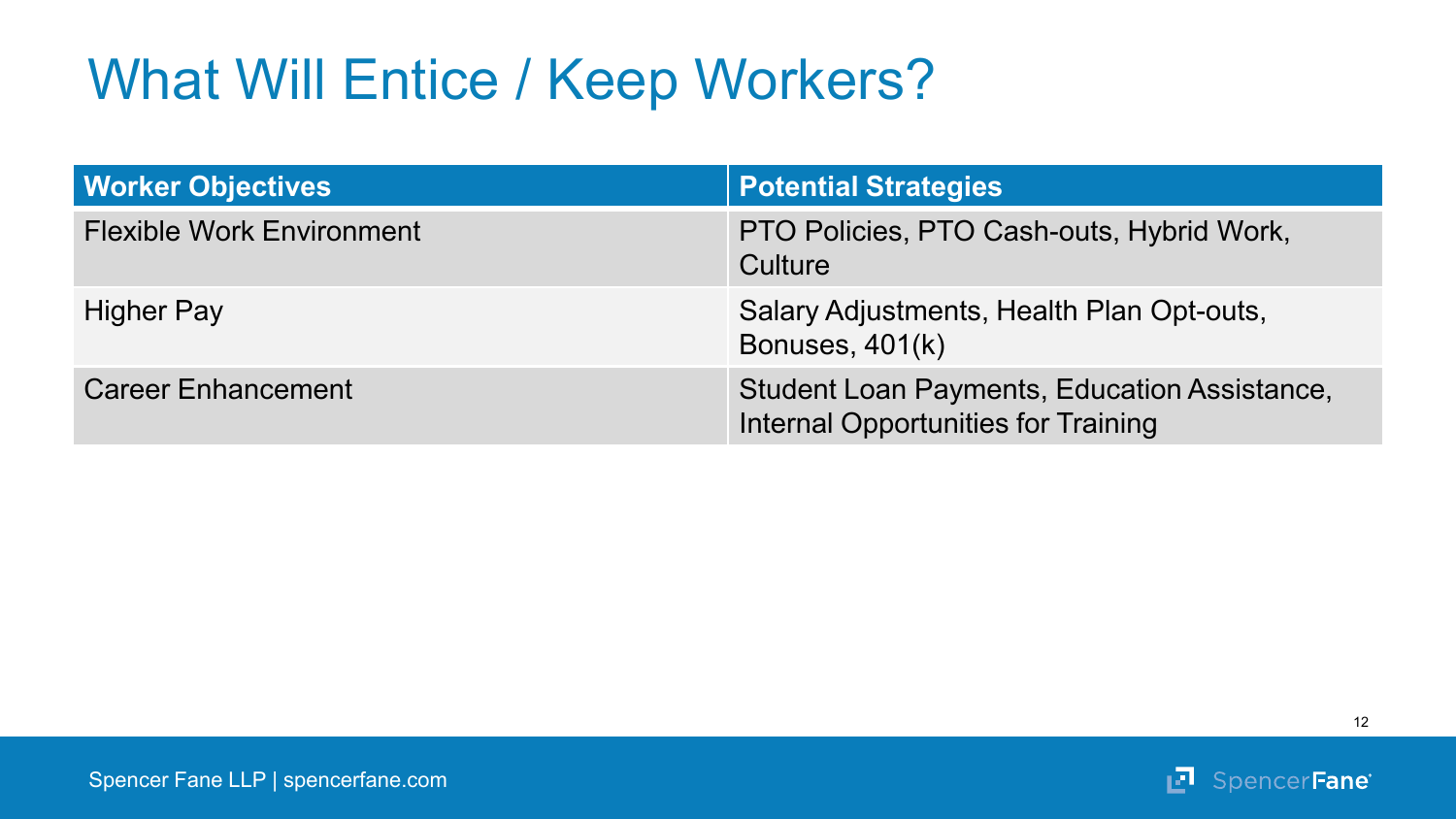# What Will Entice / Keep Workers?

| Worker Objectives | Potential Strategies |
| --- | --- |
| Flexible Work Environment | PTO Policies, PTO Cash-outs, Hybrid Work, Culture |
| Higher Pay | Salary Adjustments, Health Plan Opt-outs, Bonuses, 401(k) |
| Career Enhancement | Student Loan Payments, Education Assistance, Internal Opportunities for Training |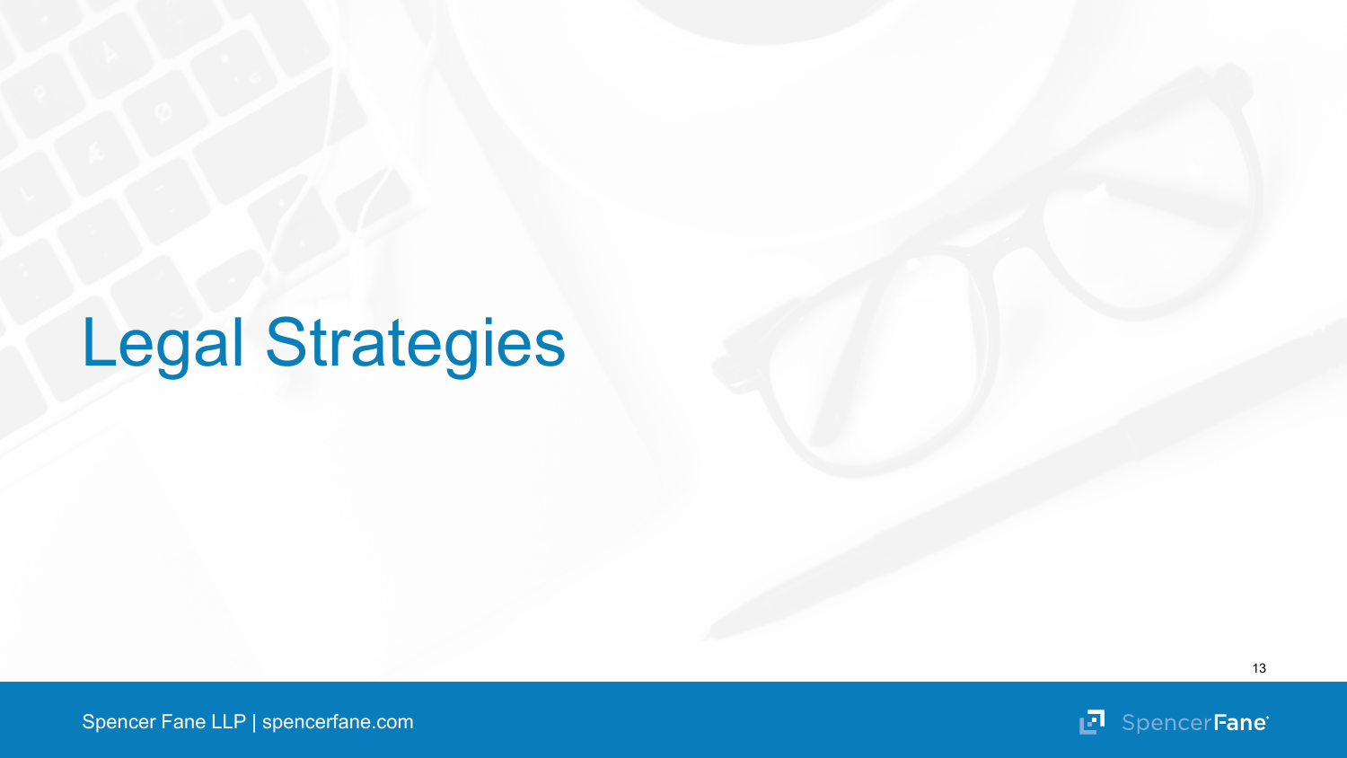# Legal Strategies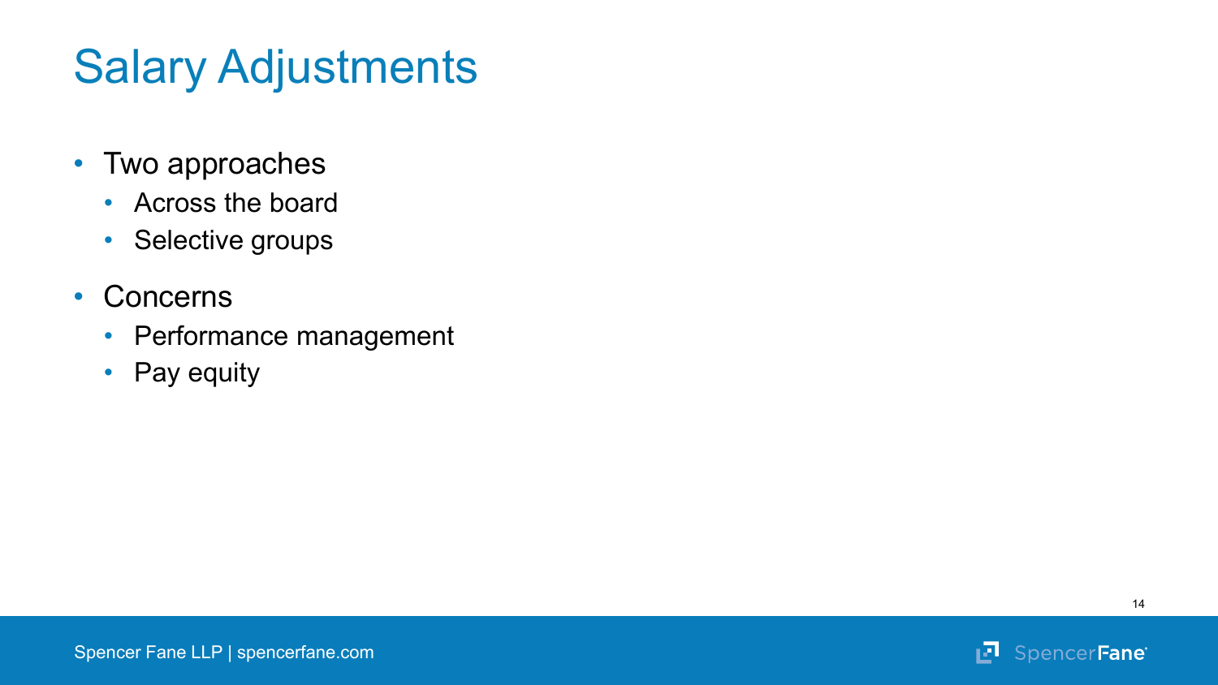# Salary Adjustments

- Two approaches
  - Across the board
  - Selective groups
- Concerns
  - Performance management
  - Pay equity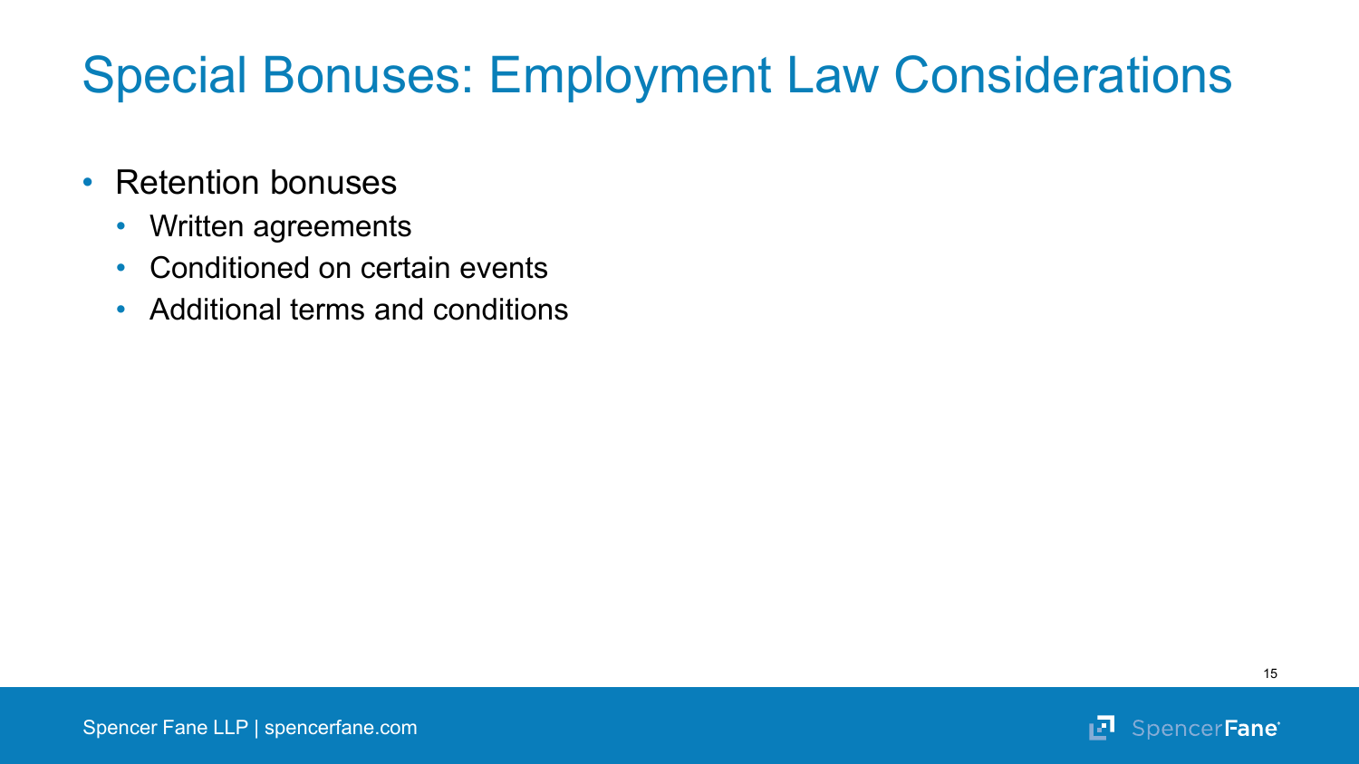# Special Bonuses: Employment Law Considerations

- Retention bonuses
  - Written agreements
  - Conditioned on certain events
  - Additional terms and conditions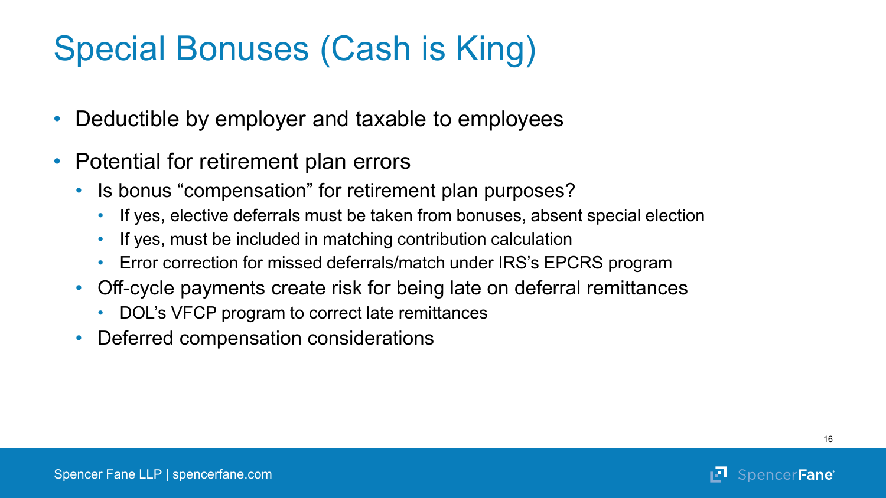# Special Bonuses (Cash is King)

- Deductible by employer and taxable to employees
- Potential for retirement plan errors
  - Is bonus “compensation” for retirement plan purposes?
    - If yes, elective deferrals must be taken from bonuses, absent special election
    - If yes, must be included in matching contribution calculation
    - Error correction for missed deferrals/match under IRS’s EPCRS program
  - Off-cycle payments create risk for being late on deferral remittances
    - DOL’s VFCP program to correct late remittances
  - Deferred compensation considerations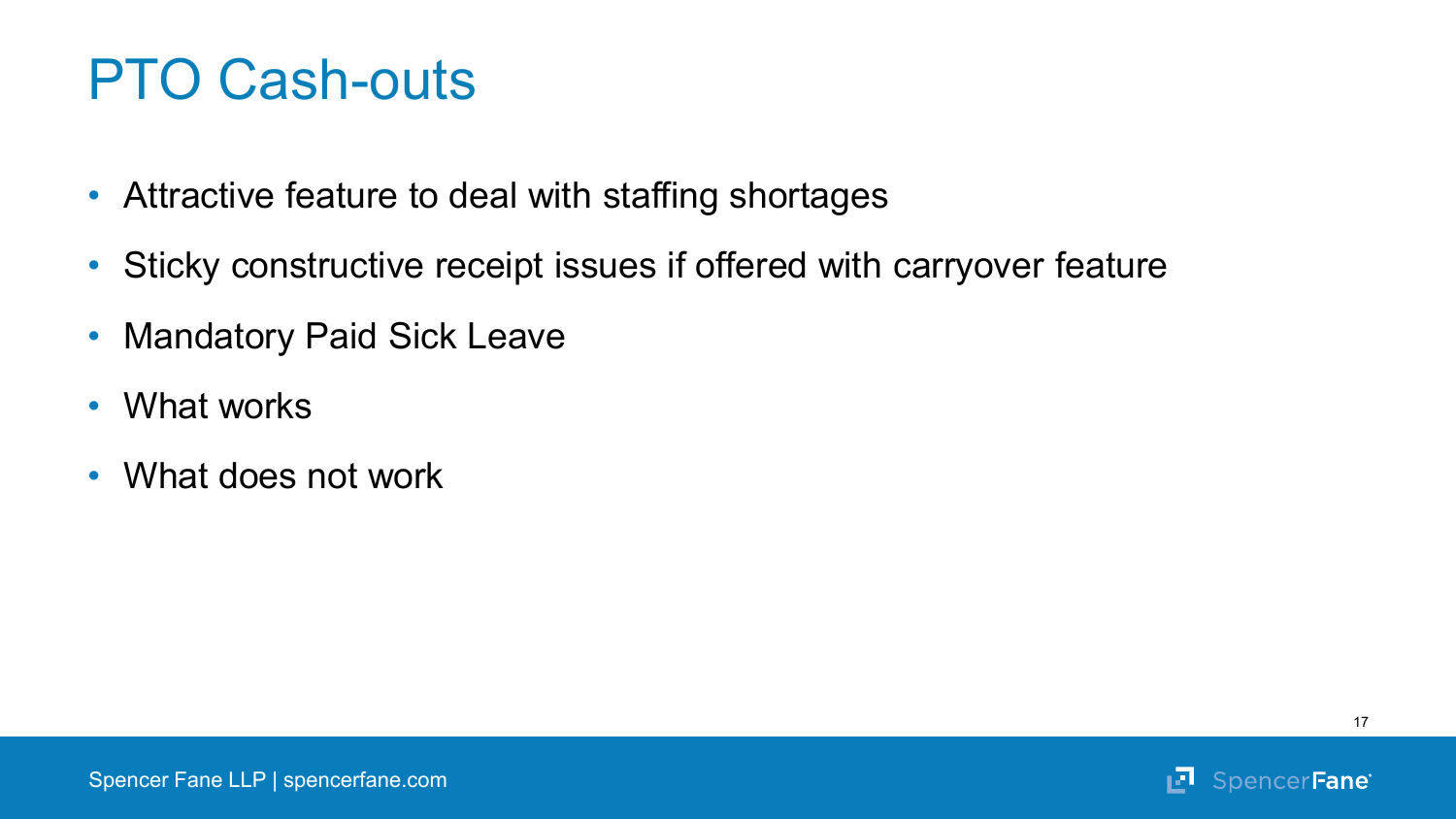# PTO Cash-outs

- Attractive feature to deal with staffing shortages
- Sticky constructive receipt issues if offered with carryover feature
- Mandatory Paid Sick Leave
- What works
- What does not work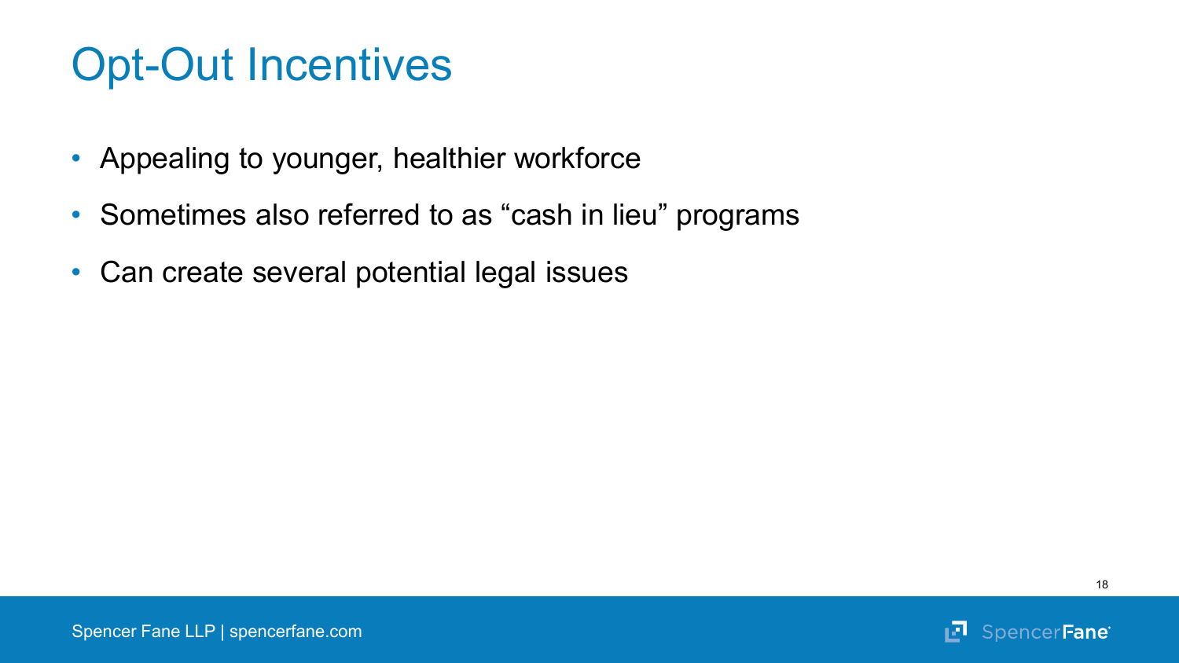# Opt-Out Incentives

- Appealing to younger, healthier workforce
- Sometimes also referred to as “cash in lieu” programs
- Can create several potential legal issues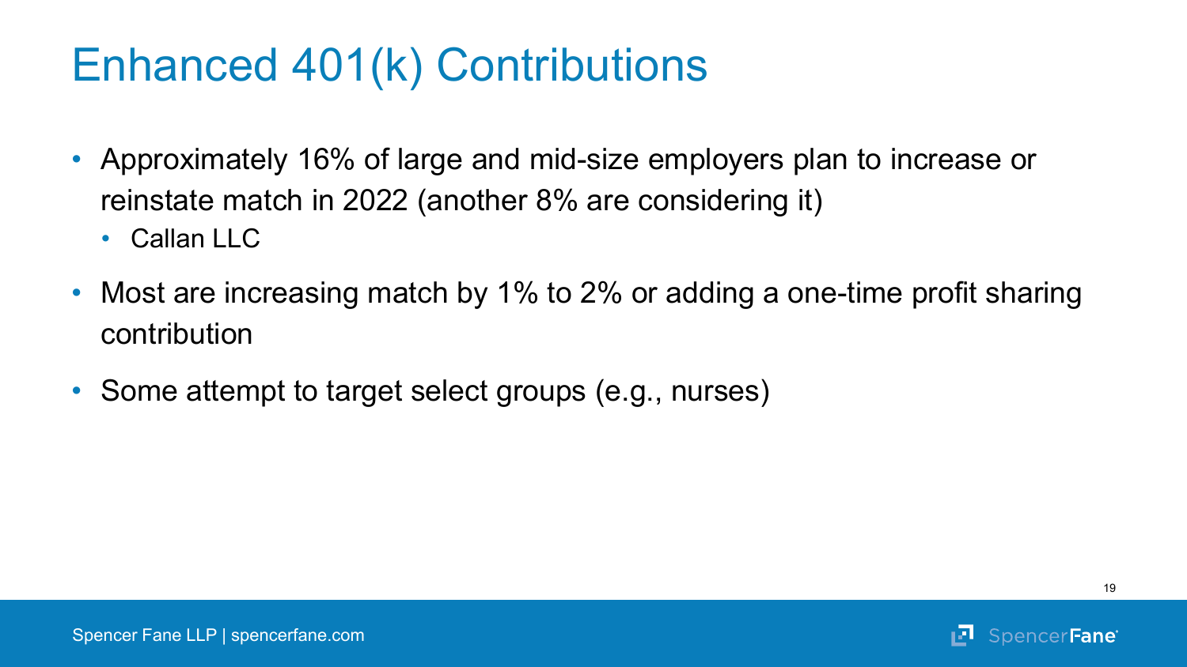# Enhanced 401(k) Contributions

- Approximately 16% of large and mid-size employers plan to increase or reinstate match in 2022 (another 8% are considering it)
  - Callan LLC
- Most are increasing match by 1% to 2% or adding a one-time profit sharing contribution
- Some attempt to target select groups (e.g., nurses)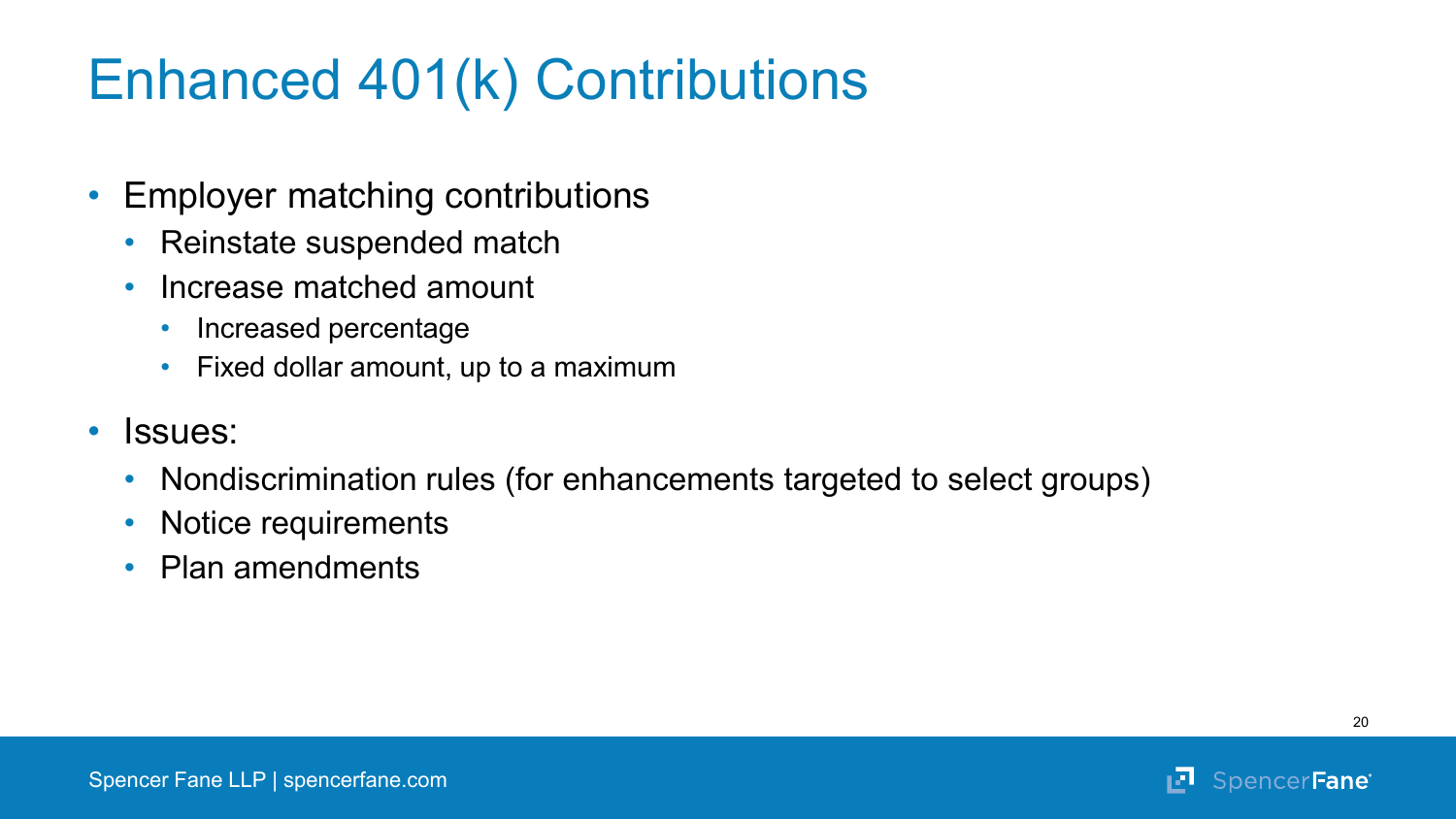# Enhanced 401(k) Contributions

- Employer matching contributions
  - Reinstate suspended match
  - Increase matched amount
    - Increased percentage
    - Fixed dollar amount, up to a maximum
- Issues:
  - Nondiscrimination rules (for enhancements targeted to select groups)
  - Notice requirements
  - Plan amendments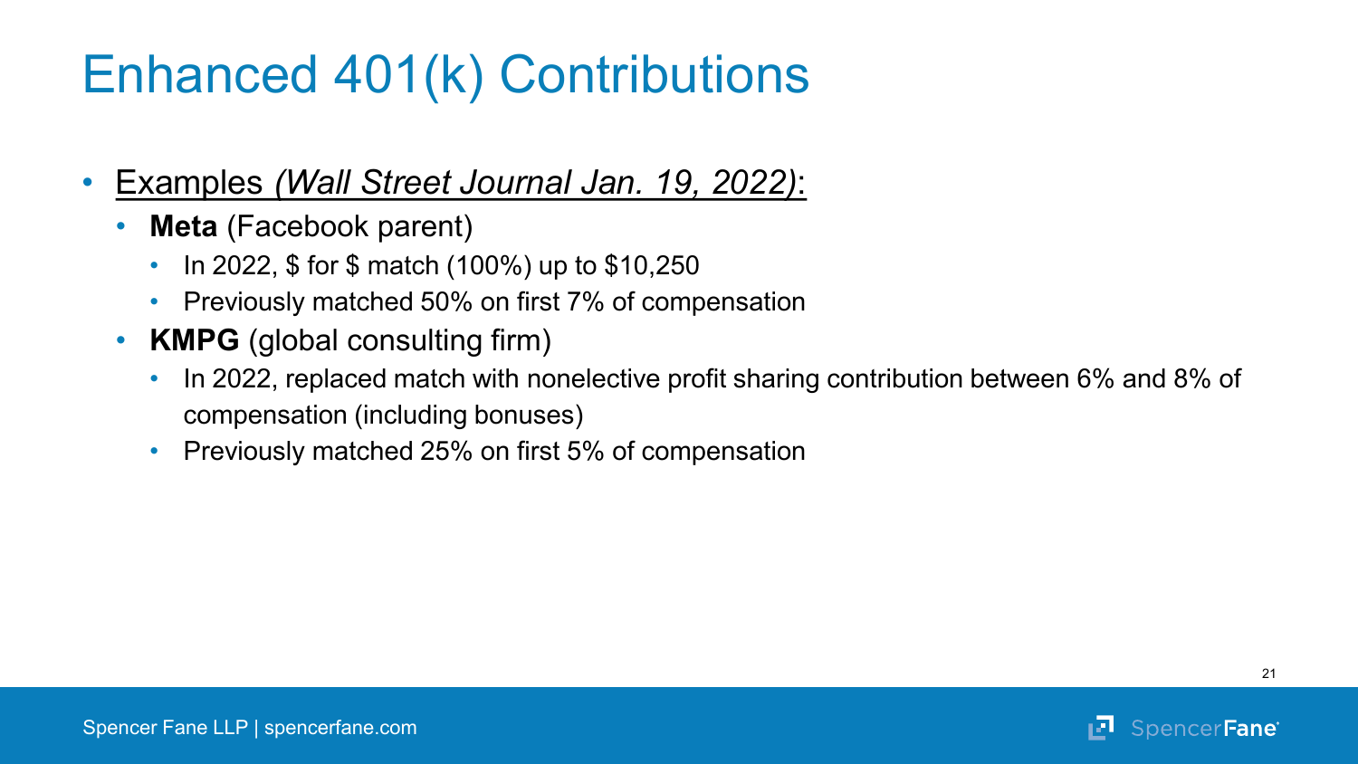# Enhanced 401(k) Contributions

- Examples *(Wall Street Journal Jan. 19, 2022)*:
  - **Meta** (Facebook parent)
    - In 2022, $ for $ match (100%) up to $10,250
    - Previously matched 50% on first 7% of compensation
  - **KMPG** (global consulting firm)
    - In 2022, replaced match with nonelective profit sharing contribution between 6% and 8% of compensation (including bonuses)
    - Previously matched 25% on first 5% of compensation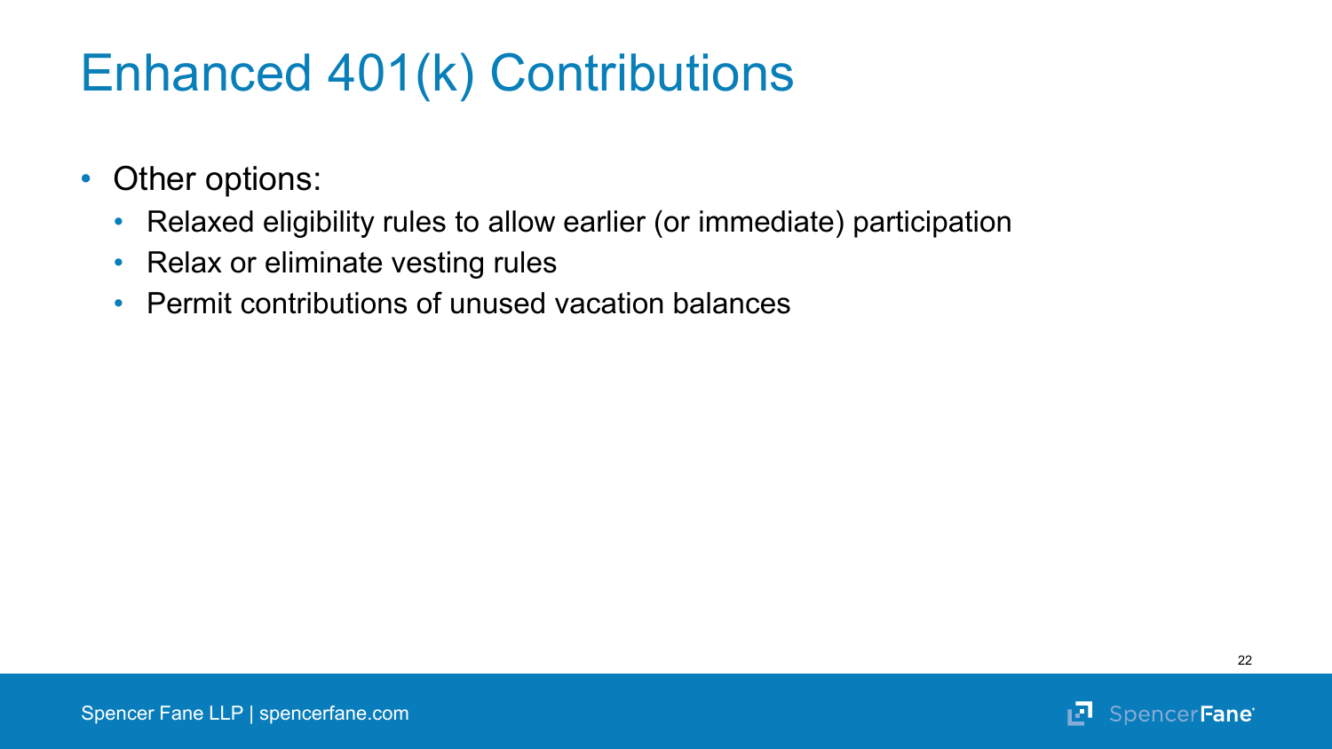# Enhanced 401(k) Contributions

- Other options:
  - Relaxed eligibility rules to allow earlier (or immediate) participation
  - Relax or eliminate vesting rules
  - Permit contributions of unused vacation balances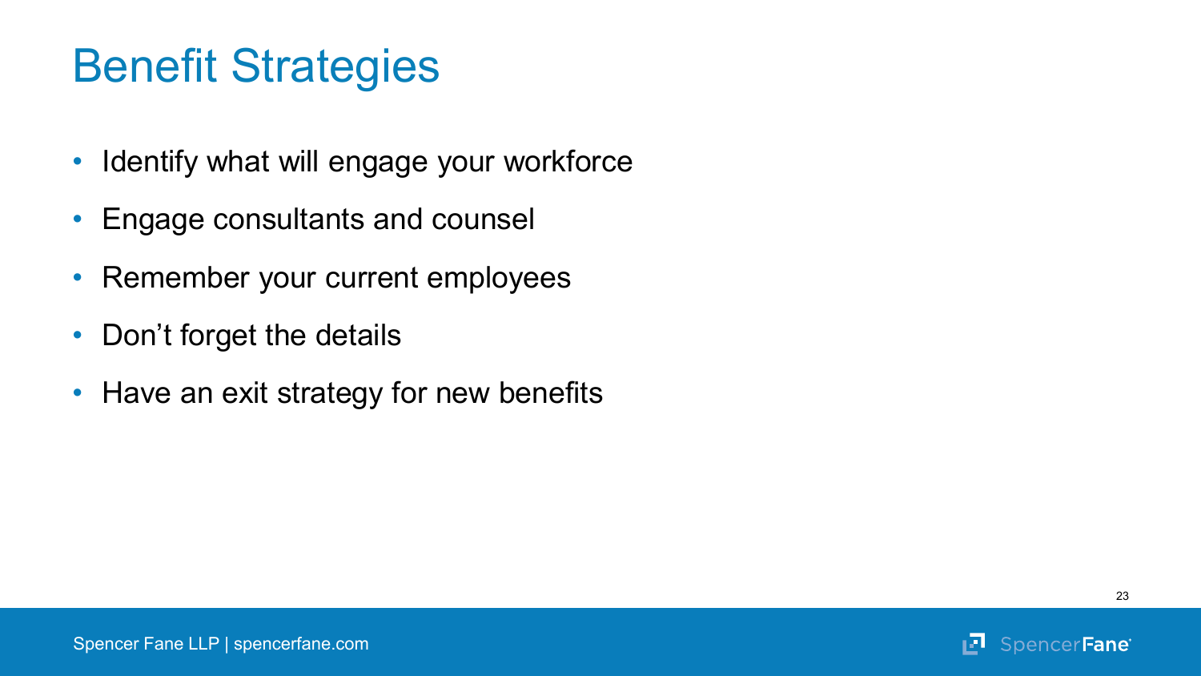# Benefit Strategies

- Identify what will engage your workforce
- Engage consultants and counsel
- Remember your current employees
- Don’t forget the details
- Have an exit strategy for new benefits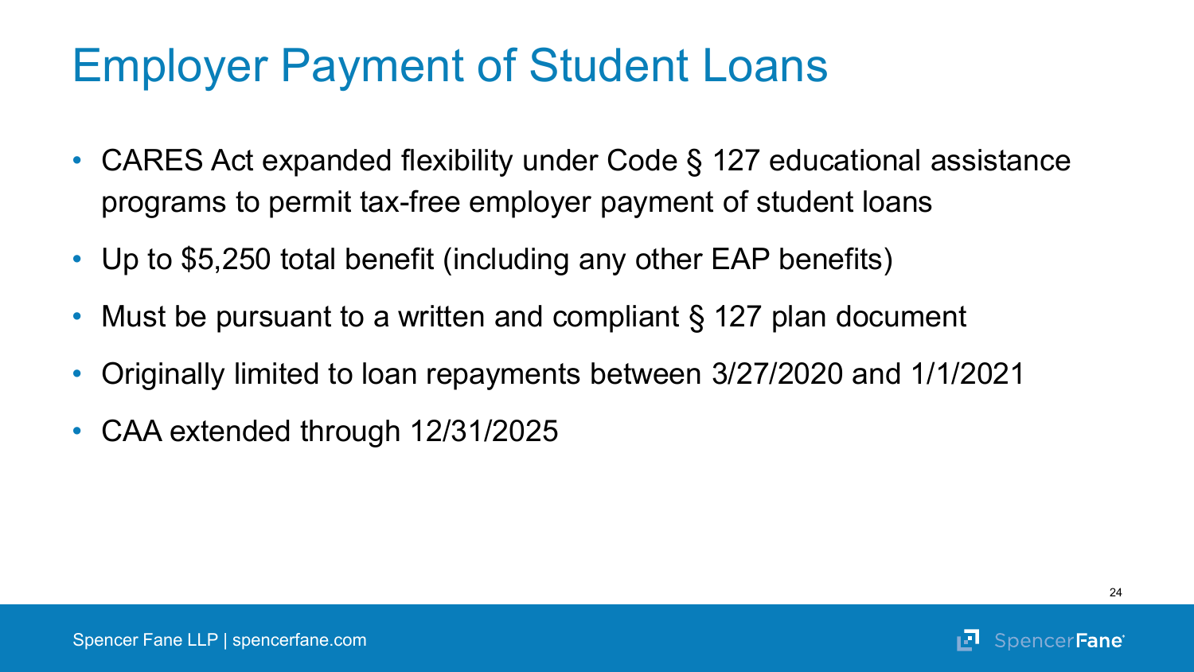# Employer Payment of Student Loans

- CARES Act expanded flexibility under Code § 127 educational assistance programs to permit tax-free employer payment of student loans
- Up to $5,250 total benefit (including any other EAP benefits)
- Must be pursuant to a written and compliant § 127 plan document
- Originally limited to loan repayments between 3/27/2020 and 1/1/2021
- CAA extended through 12/31/2025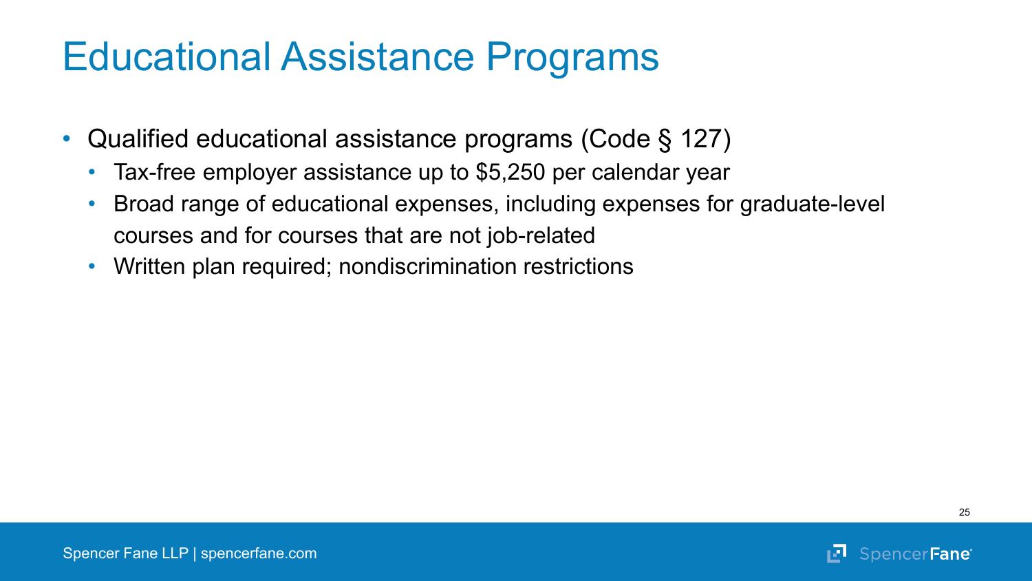# Educational Assistance Programs

- Qualified educational assistance programs (Code § 127)
  - Tax-free employer assistance up to $5,250 per calendar year
  - Broad range of educational expenses, including expenses for graduate-level courses and for courses that are not job-related
  - Written plan required; nondiscrimination restrictions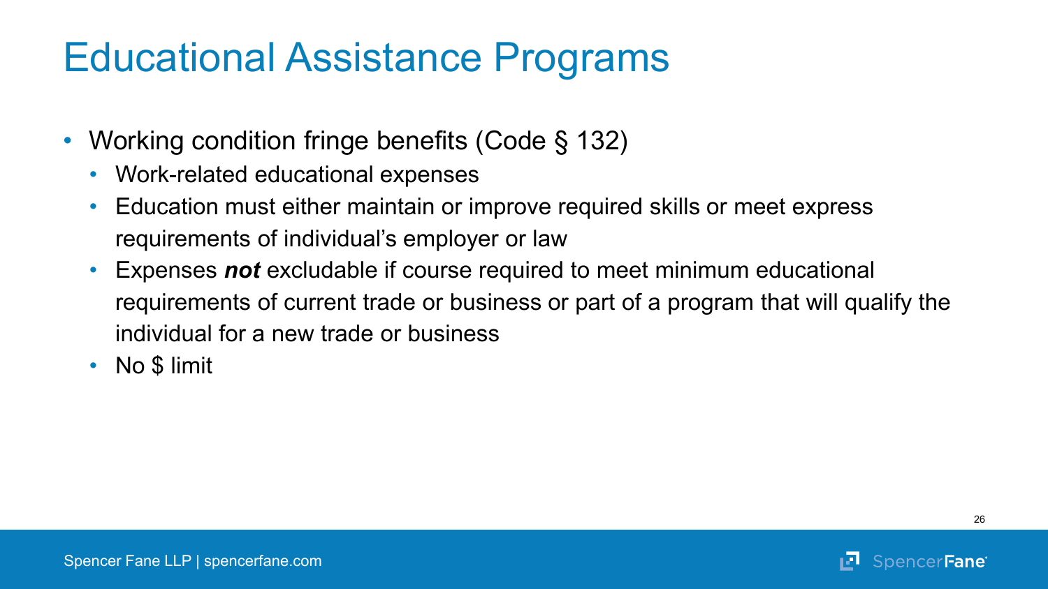# Educational Assistance Programs

- Working condition fringe benefits (Code § 132)
  - Work-related educational expenses
  - Education must either maintain or improve required skills or meet express requirements of individual's employer or law
  - Expenses ***not*** excludable if course required to meet minimum educational requirements of current trade or business or part of a program that will qualify the individual for a new trade or business
  - No $ limit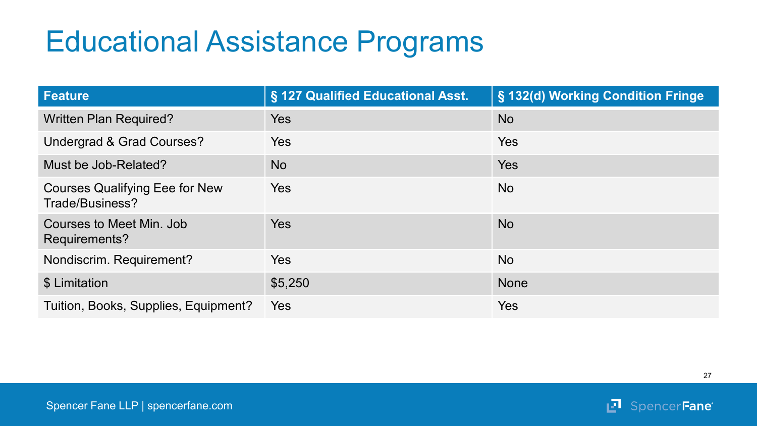# Educational Assistance Programs

| Feature | § 127 Qualified Educational Asst. | § 132(d) Working Condition Fringe |
|---|---|---|
| Written Plan Required? | Yes | No |
| Undergrad & Grad Courses? | Yes | Yes |
| Must be Job-Related? | No | Yes |
| Courses Qualifying Eee for New Trade/Business? | Yes | No |
| Courses to Meet Min. Job Requirements? | Yes | No |
| Nondiscrim. Requirement? | Yes | No |
| $ Limitation | $5,250 | None |
| Tuition, Books, Supplies, Equipment? | Yes | Yes |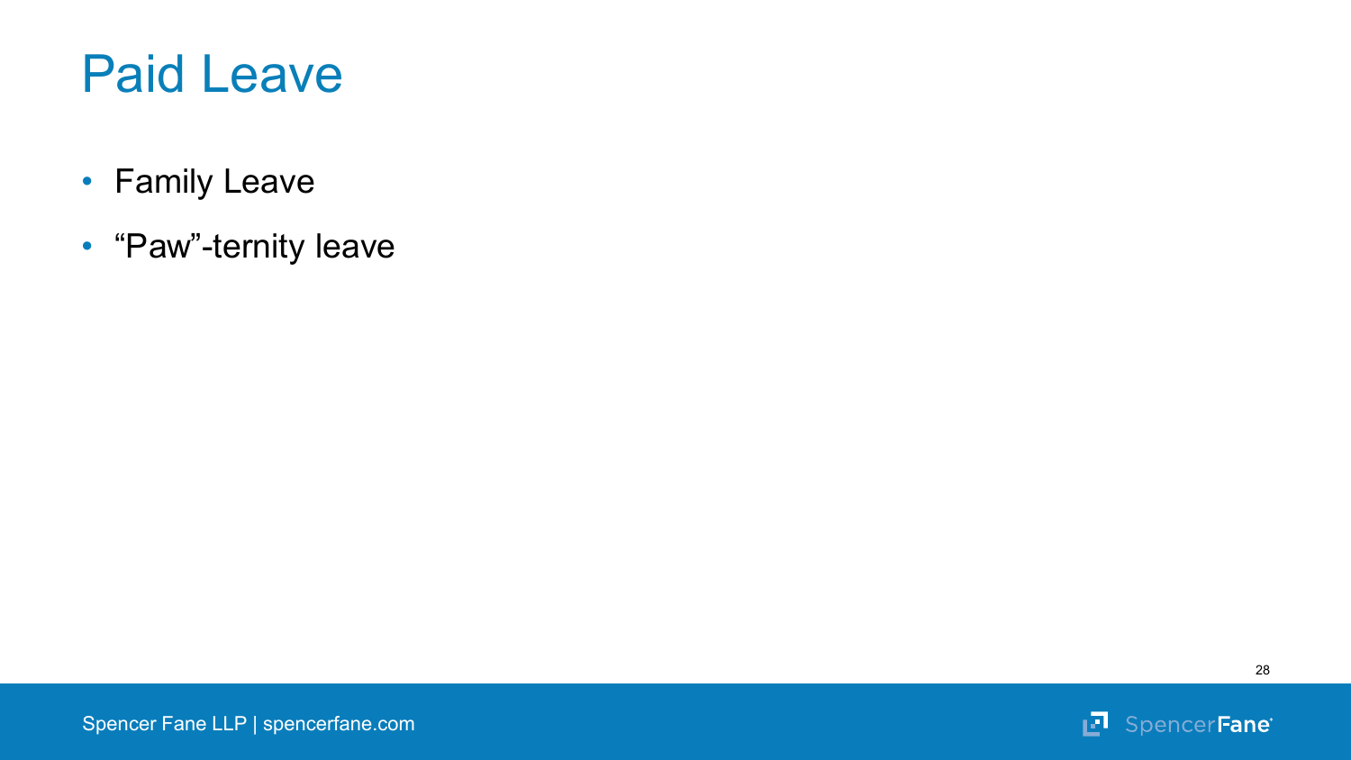# Paid Leave

- Family Leave
- “Paw”-ternity leave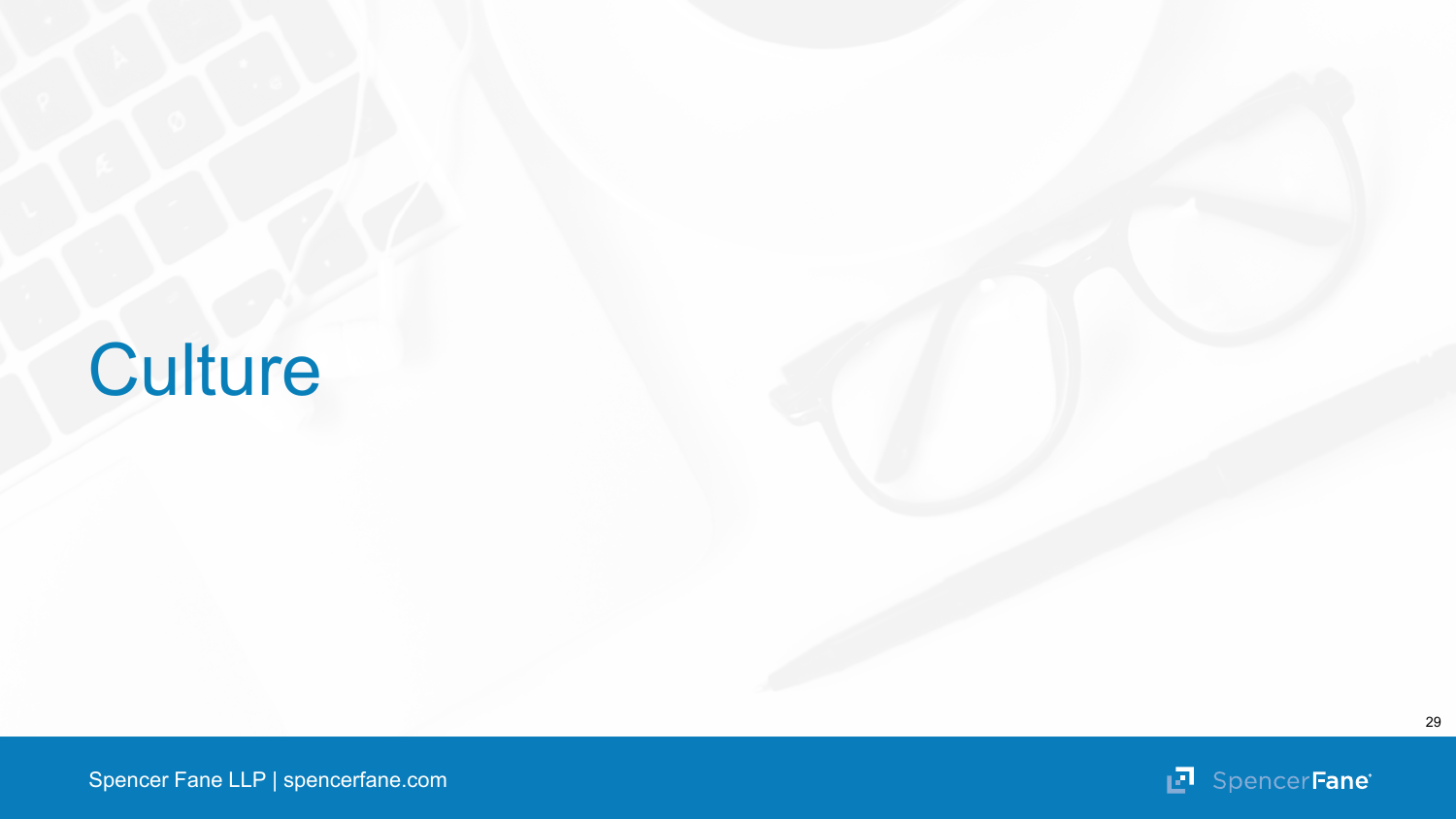# Culture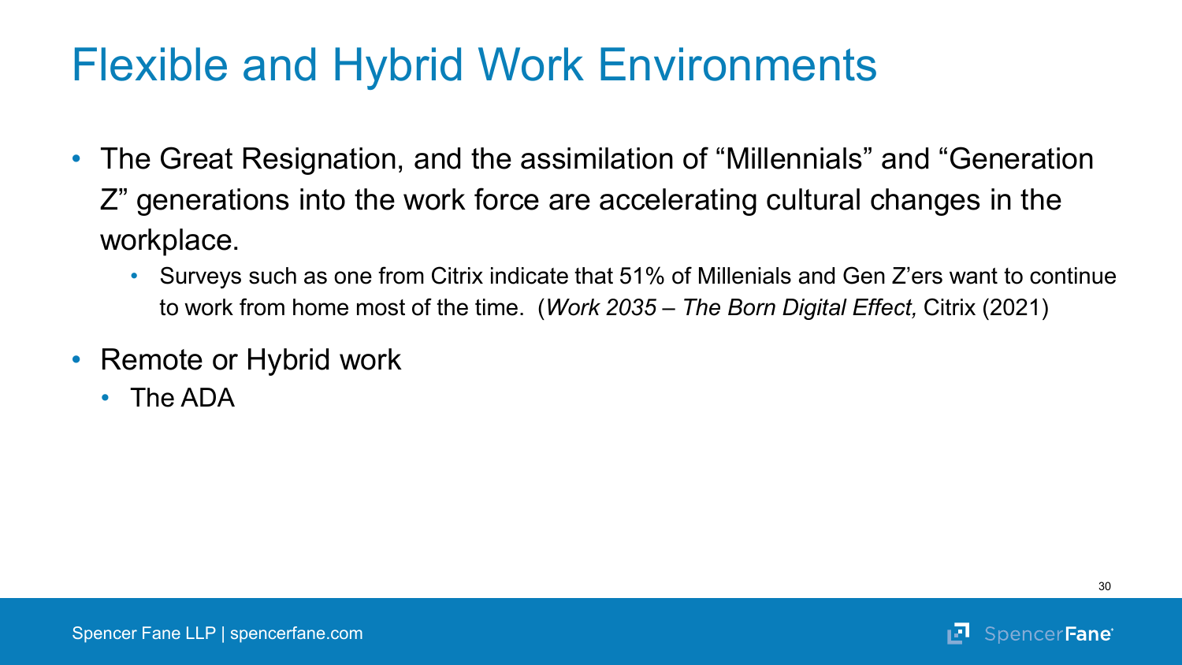# Flexible and Hybrid Work Environments

- The Great Resignation, and the assimilation of “Millennials” and “Generation Z” generations into the work force are accelerating cultural changes in the workplace.
  - Surveys such as one from Citrix indicate that 51% of Millenials and Gen Z’ers want to continue to work from home most of the time. (*Work 2035 – The Born Digital Effect,* Citrix (2021)
- Remote or Hybrid work
  - The ADA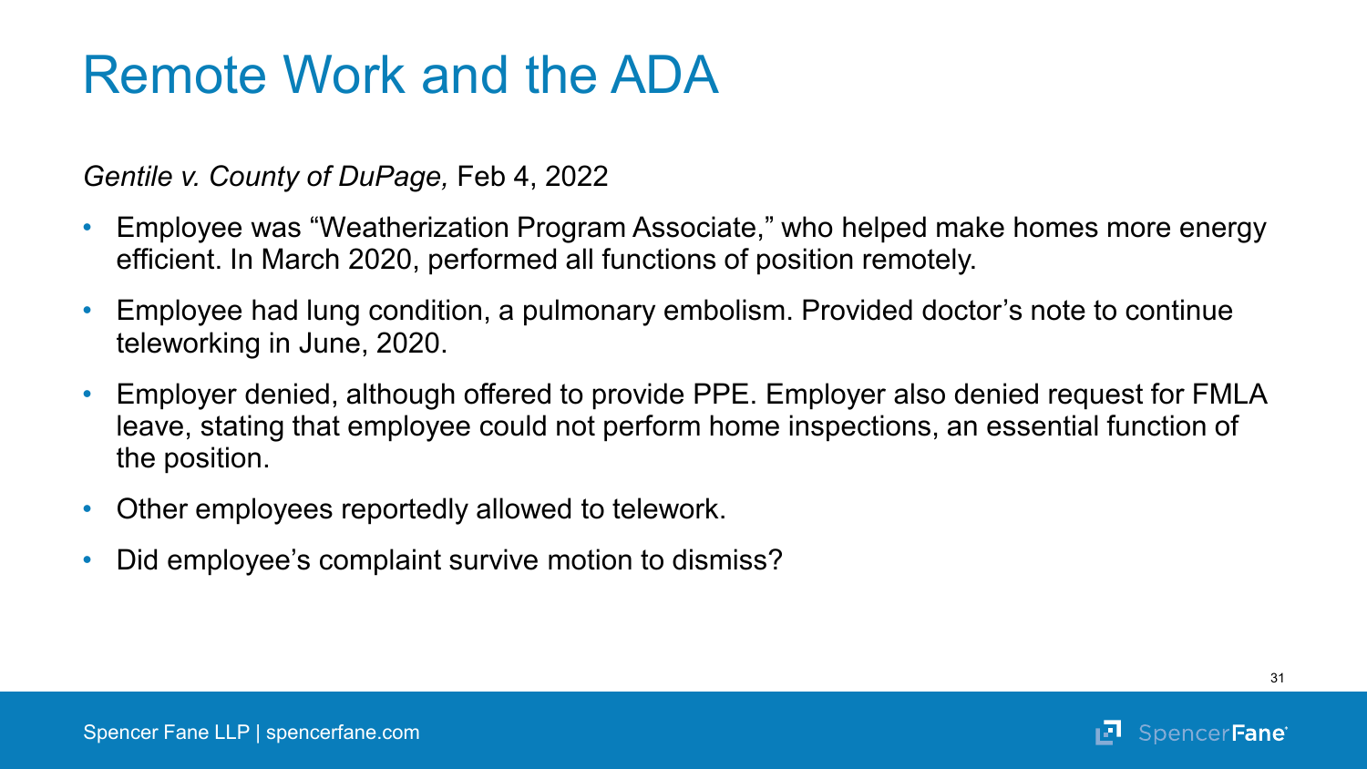# Remote Work and the ADA

*Gentile v. County of DuPage,* Feb 4, 2022

- Employee was "Weatherization Program Associate," who helped make homes more energy efficient. In March 2020, performed all functions of position remotely.
- Employee had lung condition, a pulmonary embolism. Provided doctor's note to continue teleworking in June, 2020.
- Employer denied, although offered to provide PPE. Employer also denied request for FMLA leave, stating that employee could not perform home inspections, an essential function of the position.
- Other employees reportedly allowed to telework.
- Did employee's complaint survive motion to dismiss?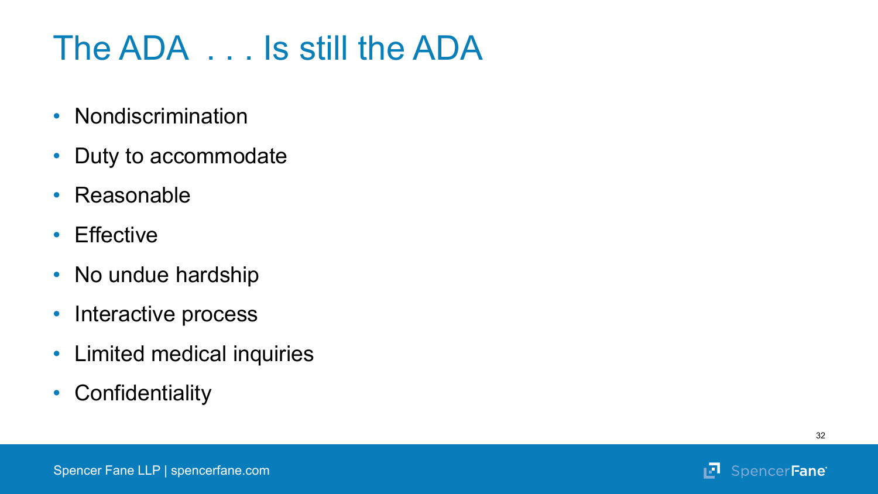# The ADA . . . Is still the ADA

- Nondiscrimination
- Duty to accommodate
- Reasonable
- Effective
- No undue hardship
- Interactive process
- Limited medical inquiries
- Confidentiality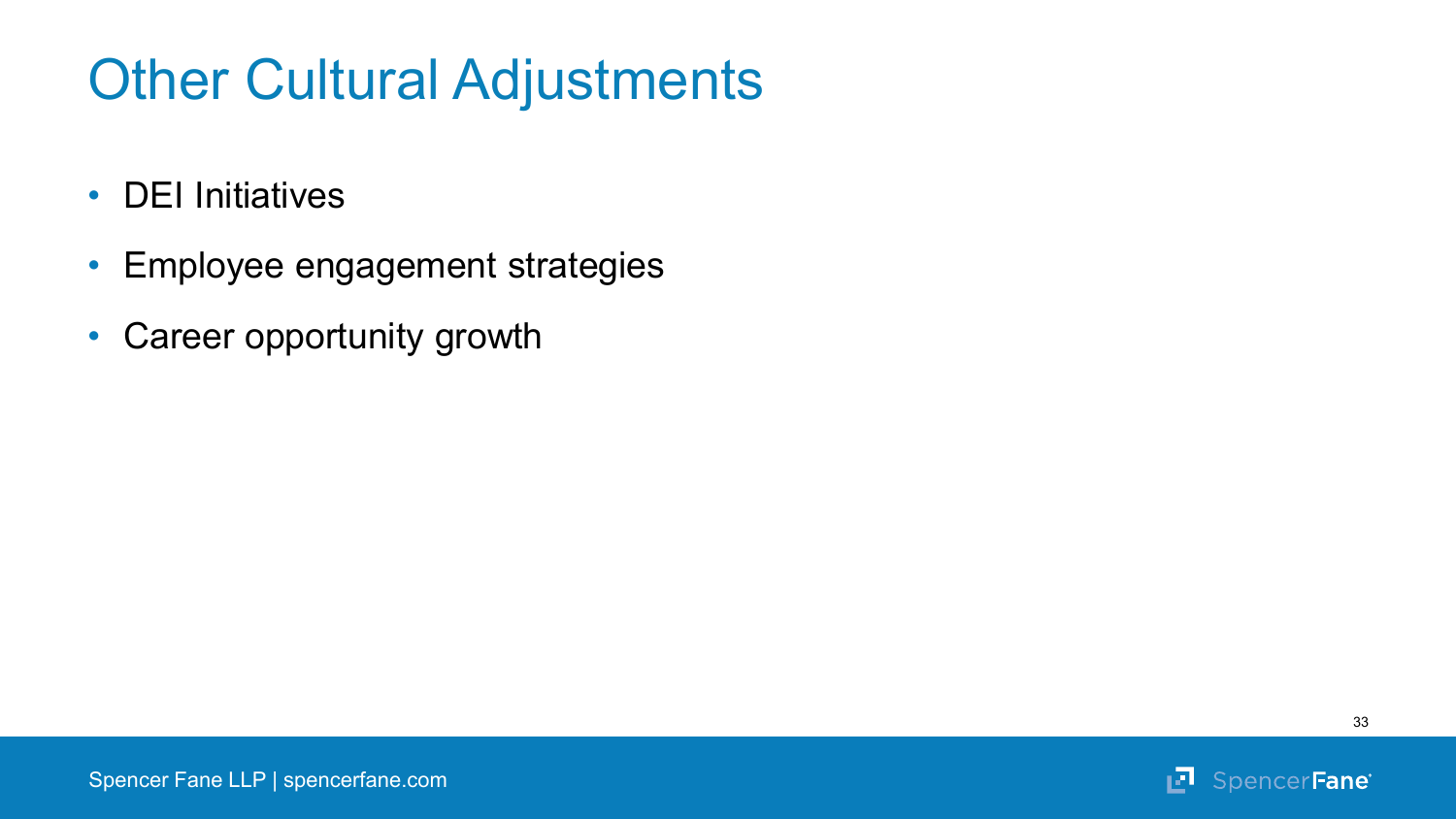# Other Cultural Adjustments

- DEI Initiatives
- Employee engagement strategies
- Career opportunity growth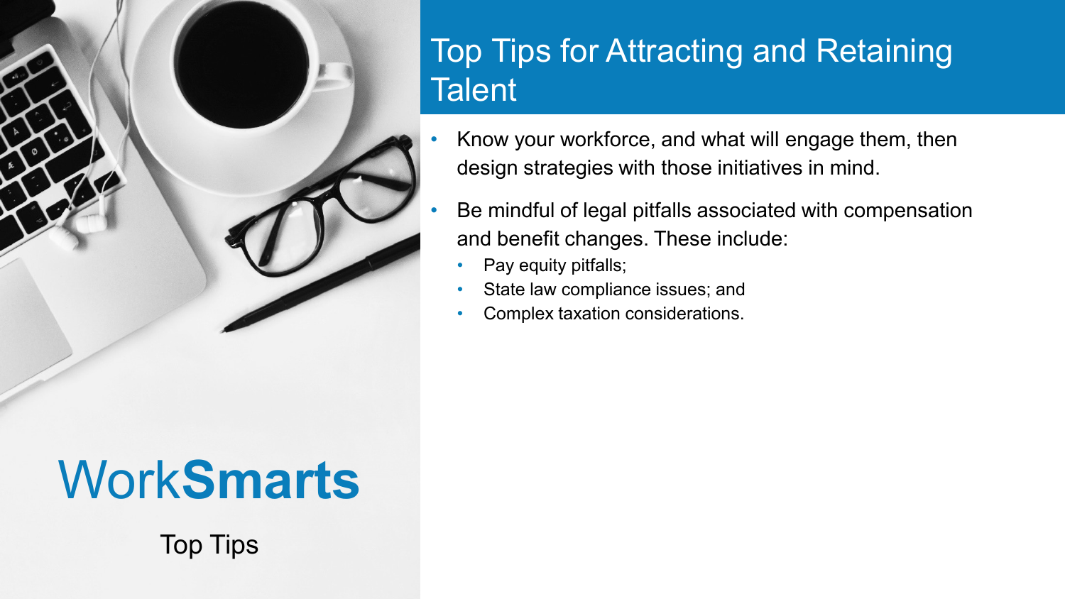# Top Tips for Attracting and Retaining Talent

- Know your workforce, and what will engage them, then design strategies with those initiatives in mind.
- Be mindful of legal pitfalls associated with compensation and benefit changes. These include:
  - Pay equity pitfalls;
  - State law compliance issues; and
  - Complex taxation considerations.

Work**Smarts**

Top Tips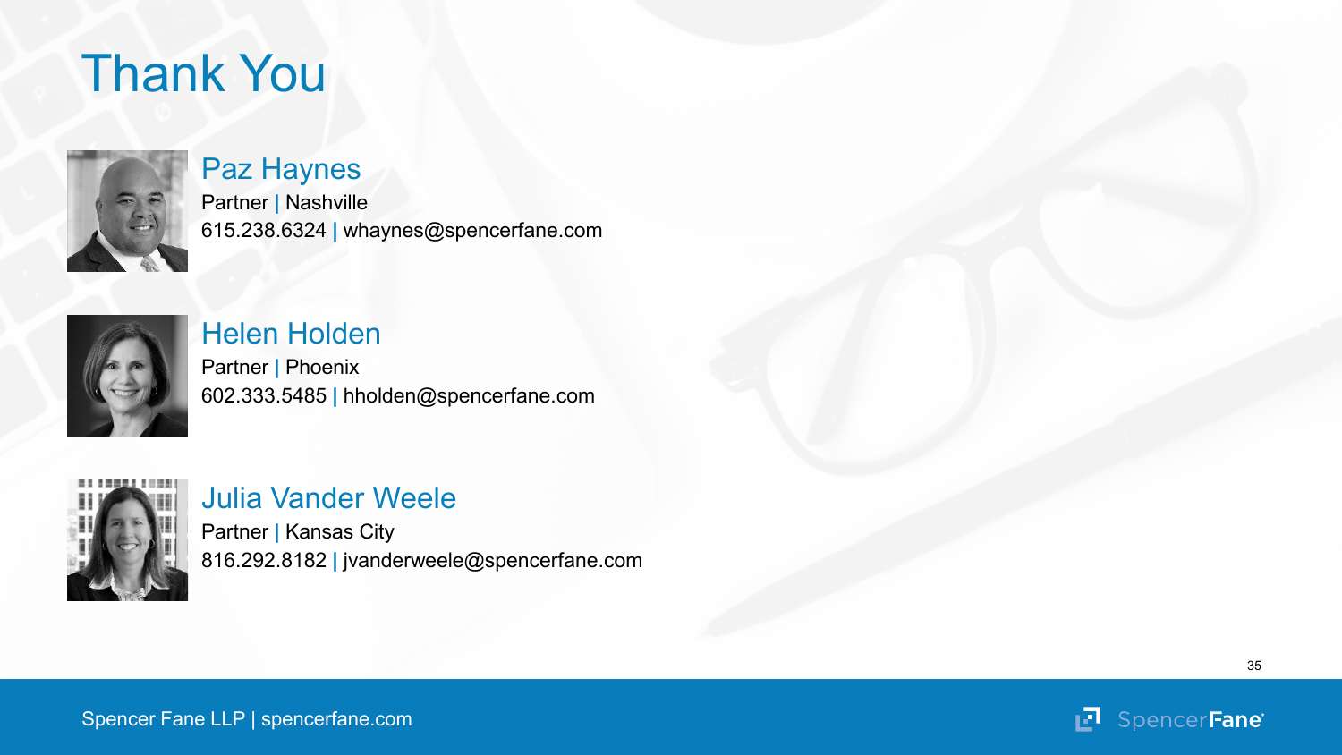# Thank You

## Paz Haynes

Partner | Nashville

615.238.6324 | whaynes@spencerfane.com

## Helen Holden

Partner | Phoenix

602.333.5485 | hholden@spencerfane.com

## Julia Vander Weele

Partner | Kansas City

816.292.8182 | jvanderweele@spencerfane.com